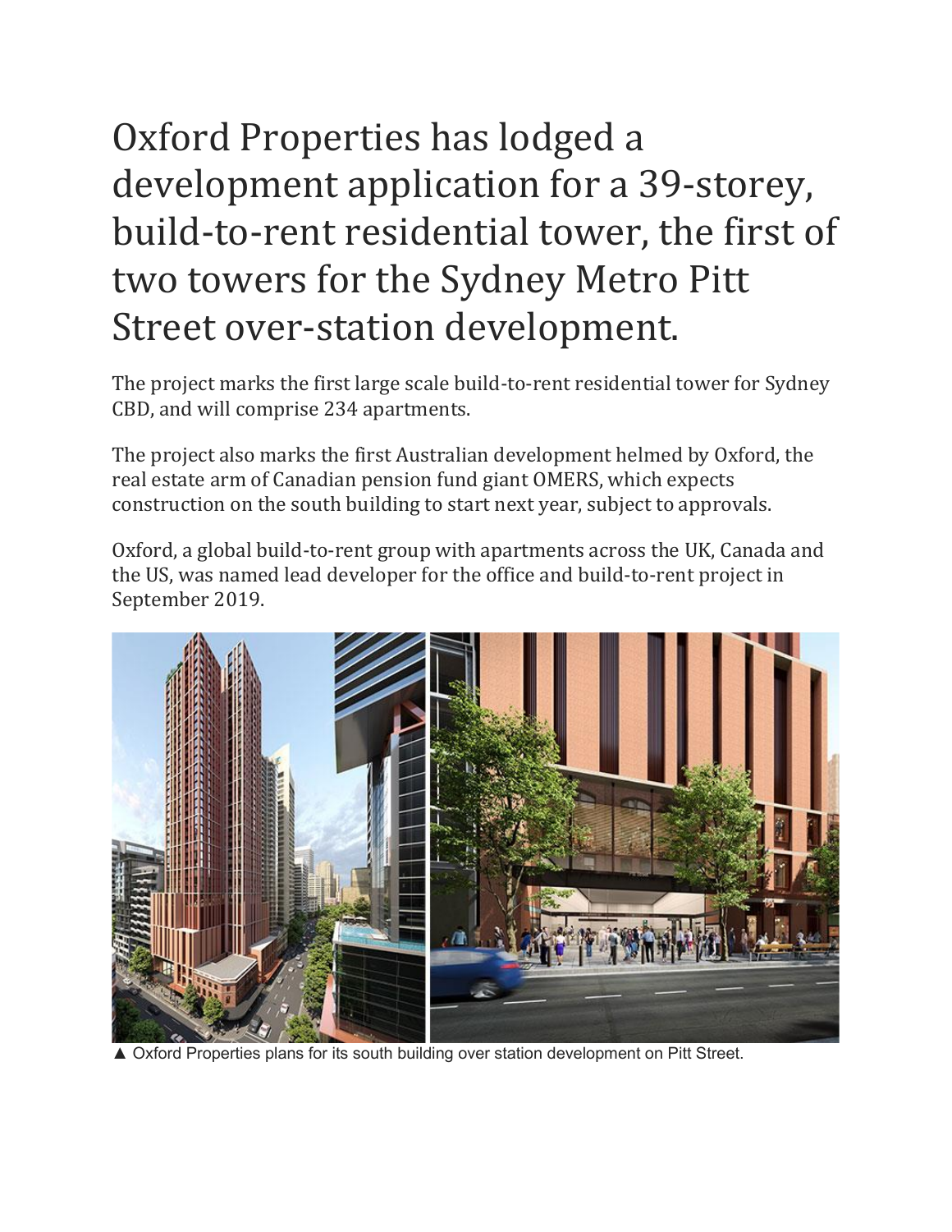# Oxford Properties has lodged a development application for a 39-storey, build-to-rent residential tower, the first of two towers for the Sydney Metro Pitt Street over-station development.

The project marks the first large scale build-to-rent residential tower for Sydney CBD, and will comprise 234 apartments.

The project also marks the first Australian development helmed by Oxford, the real estate arm of Canadian pension fund giant OMERS, which expects construction on the south building to start next year, subject to approvals.

Oxford, a global build-to-rent group with apartments across the UK, Canada and the US, was named lead developer for the office and build-to-rent project in September 2019.

▲ Oxford Properties plans for its south building over station development on Pitt Street.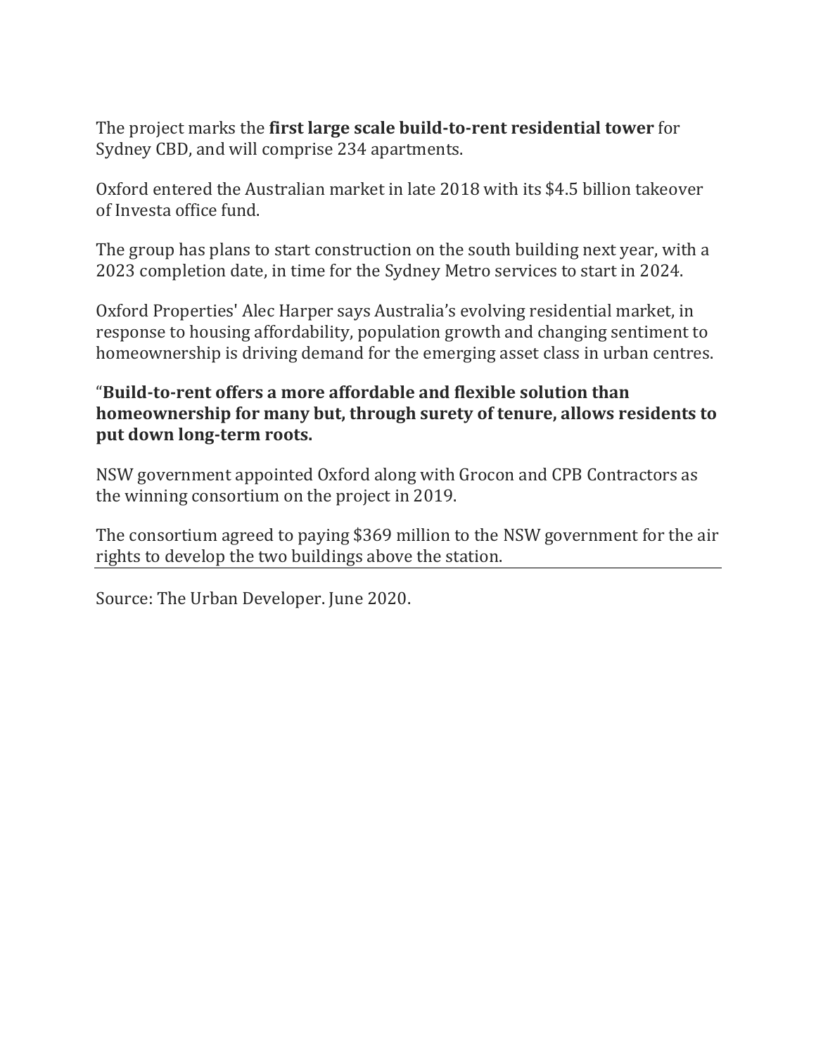The project marks the **first large scale build-to-rent residential tower** for Sydney CBD, and will comprise 234 apartments.

Oxford entered the Australian market in late 2018 with its $4.5 billion takeover of Investa office fund.

The group has plans to start construction on the south building next year, with a 2023 completion date, in time for the Sydney Metro services to start in 2024.

Oxford Properties' Alec Harper says Australia's evolving residential market, in response to housing affordability, population growth and changing sentiment to homeownership is driving demand for the emerging asset class in urban centres.

"**Build-to-rent offers a more affordable and flexible solution than homeownership for many but, through surety of tenure, allows residents to put down long-term roots.**

NSW government appointed Oxford along with Grocon and CPB Contractors as the winning consortium on the project in 2019.

The consortium agreed to paying $369 million to the NSW government for the air rights to develop the two buildings above the station.

---

Source: The Urban Developer. June 2020.